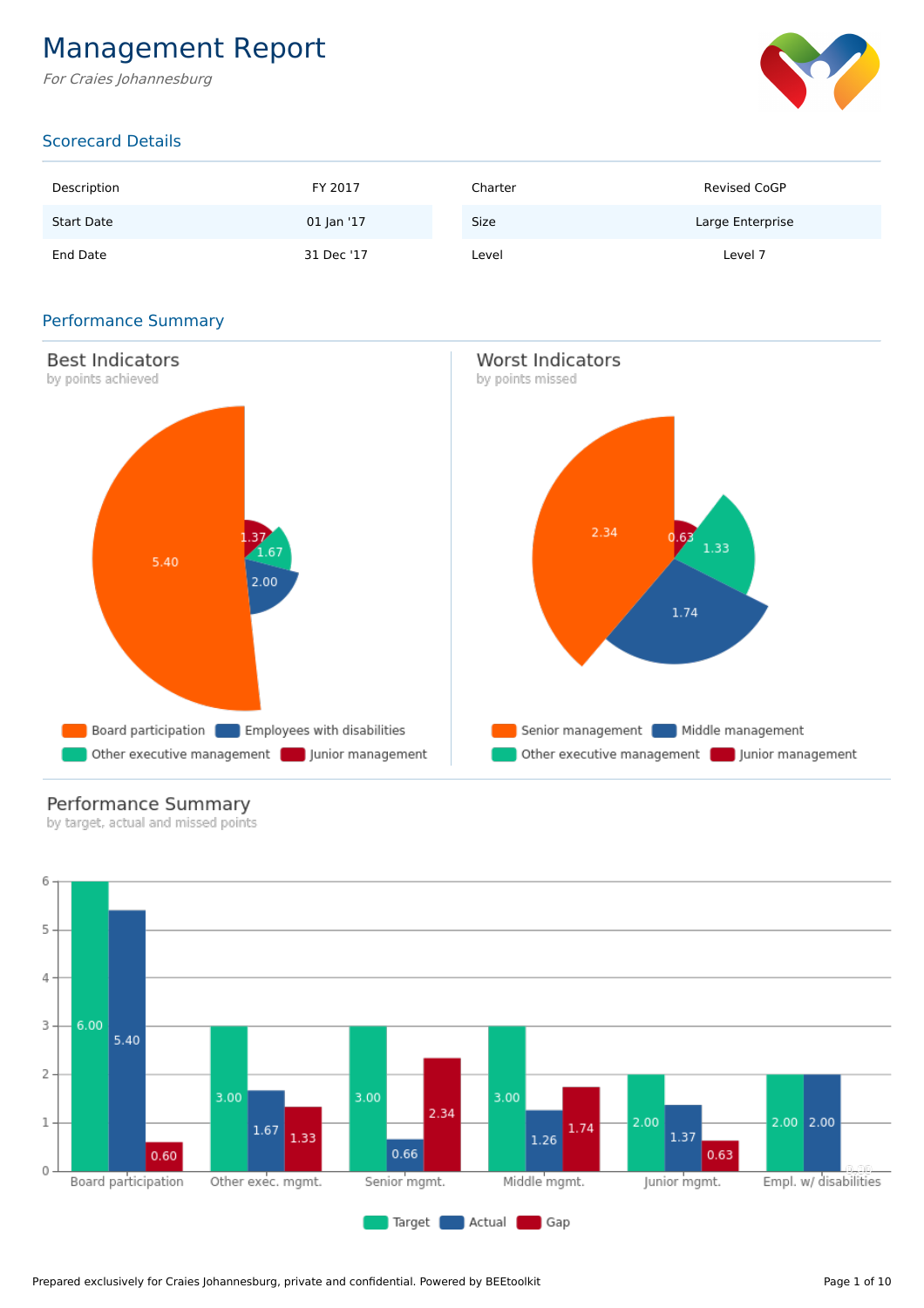# Management Report

*For Craies Johannesburg*

## Scorecard Details

| Description | FY 2017 | Charter | Revised CoGP |
|---|---|---|---|
| Start Date | 01 Jan '17 | Size | Large Enterprise |
| End Date | 31 Dec '17 | Level | Level 7 |

## Performance Summary

### Best Indicators

by points achieved

| Indicator | Points |
|---|---|
| Board participation | 5.40 |
| Employees with disabilities | 2.00 |
| Other executive management | 1.67 |
| Junior management | 1.37 |

### Worst Indicators

by points missed

| Indicator | Points |
|---|---|
| Senior management | 2.34 |
| Middle management | 1.74 |
| Other executive management | 1.33 |
| Junior management | 0.63 |

### Performance Summary

by target, actual and missed points

| | Target | Actual | Gap |
|---|---|---|---|
| Board participation | 6.00 | 5.40 | 0.60 |
| Other exec. mgmt. | 3.00 | 1.67 | 1.33 |
| Senior mgmt. | 3.00 | 0.66 | 2.34 |
| Middle mgmt. | 3.00 | 1.26 | 1.74 |
| Junior mgmt. | 2.00 | 1.37 | 0.63 |
| Empl. w/ disabilities | 2.00 | 2.00 | 0.00 |

Prepared exclusively for Craies Johannesburg, private and confidential. Powered by BEEtoolkit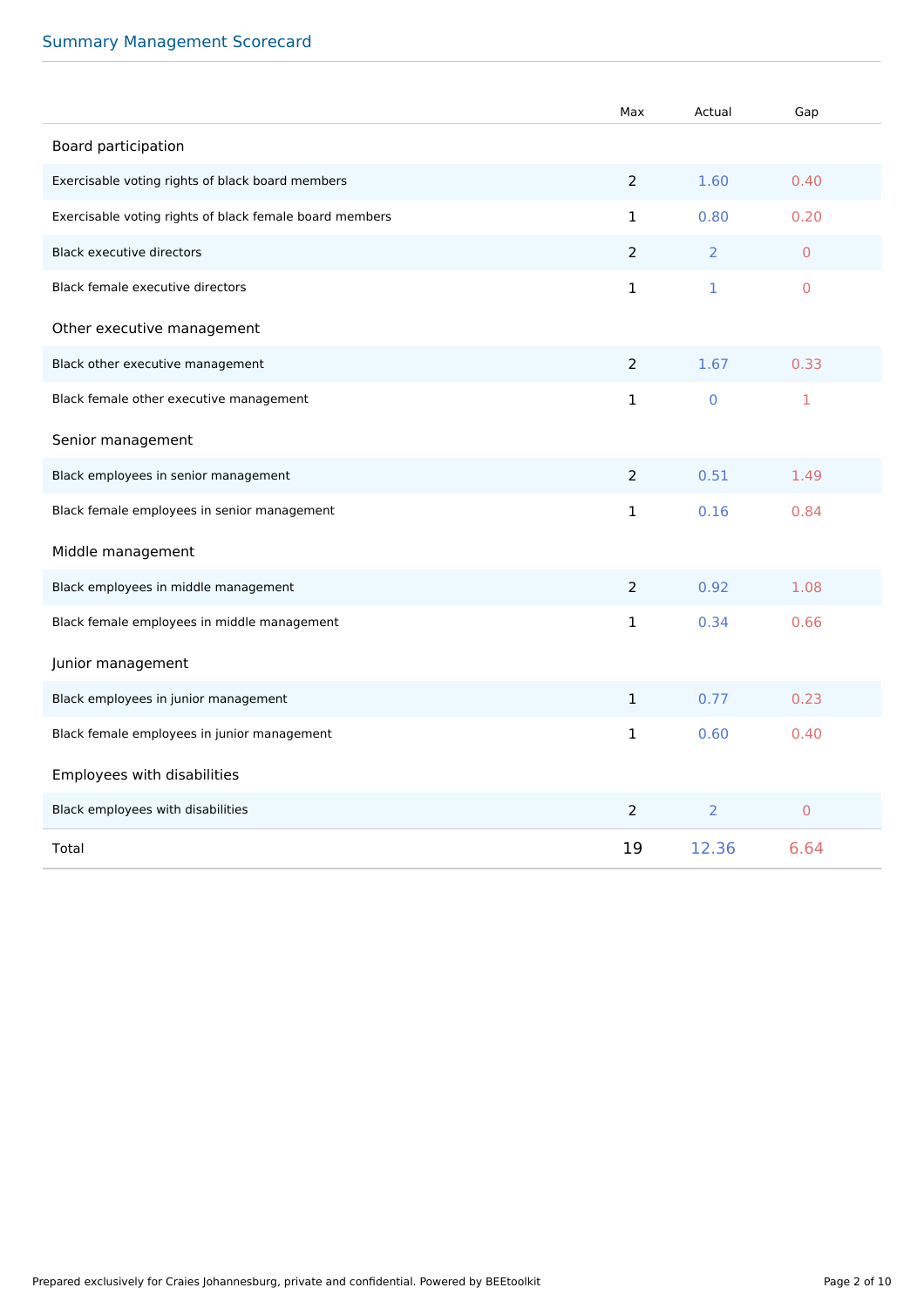## Summary Management Scorecard

| | Max | Actual | Gap |
|---|---|---|---|
| **Board participation** | | | |
| Exercisable voting rights of black board members | 2 | 1.60 | 0.40 |
| Exercisable voting rights of black female board members | 1 | 0.80 | 0.20 |
| Black executive directors | 2 | 2 | 0 |
| Black female executive directors | 1 | 1 | 0 |
| **Other executive management** | | | |
| Black other executive management | 2 | 1.67 | 0.33 |
| Black female other executive management | 1 | 0 | 1 |
| **Senior management** | | | |
| Black employees in senior management | 2 | 0.51 | 1.49 |
| Black female employees in senior management | 1 | 0.16 | 0.84 |
| **Middle management** | | | |
| Black employees in middle management | 2 | 0.92 | 1.08 |
| Black female employees in middle management | 1 | 0.34 | 0.66 |
| **Junior management** | | | |
| Black employees in junior management | 1 | 0.77 | 0.23 |
| Black female employees in junior management | 1 | 0.60 | 0.40 |
| **Employees with disabilities** | | | |
| Black employees with disabilities | 2 | 2 | 0 |
| Total | 19 | 12.36 | 6.64 |

Prepared exclusively for Craies Johannesburg, private and confidential. Powered by BEEtoolkit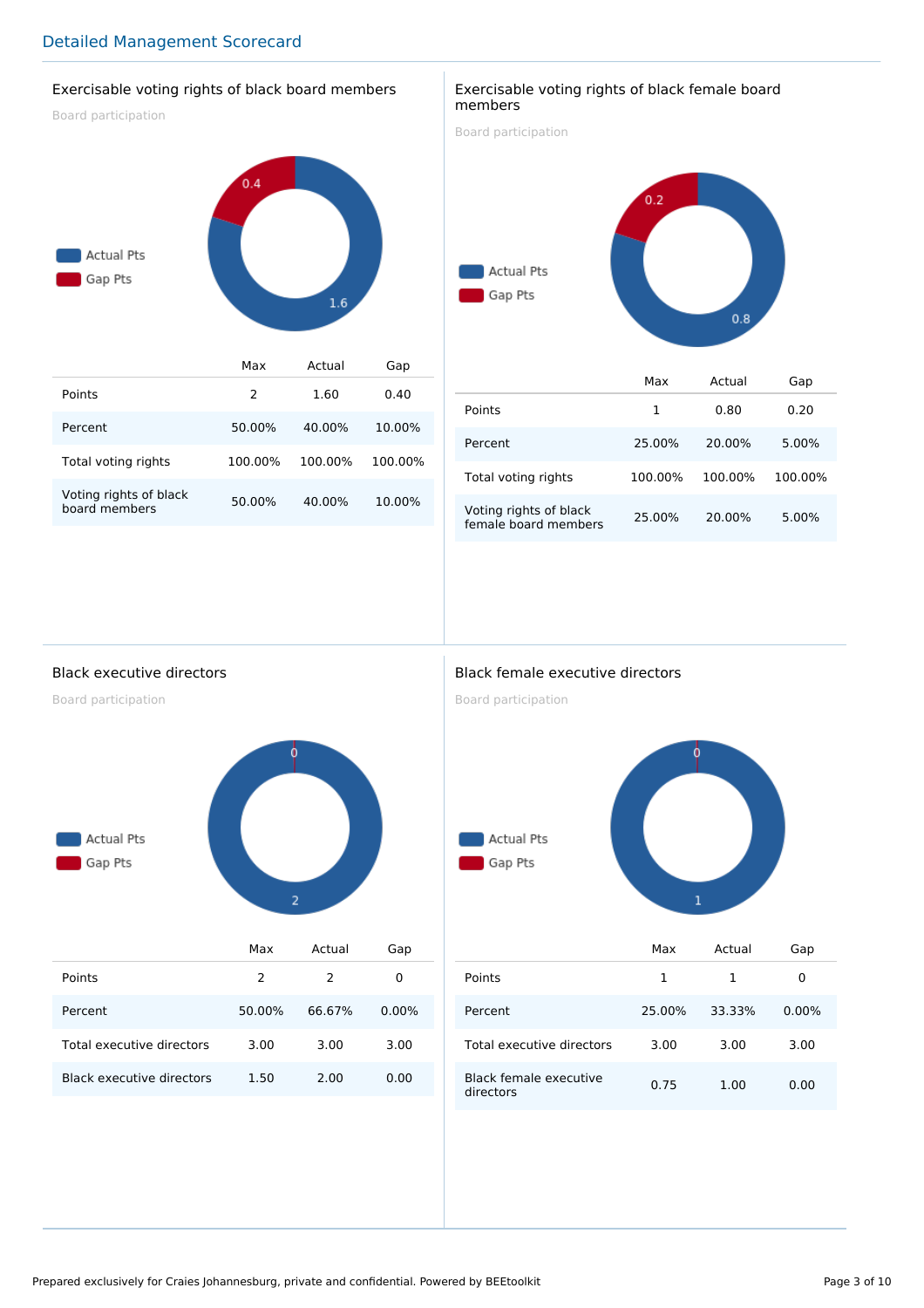## Detailed Management Scorecard

### Exercisable voting rights of black board members

Board participation

Actual Pts: 1.6
Gap Pts: 0.4

| | Max | Actual | Gap |
|---|---|---|---|
| Points | 2 | 1.60 | 0.40 |
| Percent | 50.00% | 40.00% | 10.00% |
| Total voting rights | 100.00% | 100.00% | 100.00% |
| Voting rights of black board members | 50.00% | 40.00% | 10.00% |

### Exercisable voting rights of black female board members

Board participation

Actual Pts: 0.8
Gap Pts: 0.2

| | Max | Actual | Gap |
|---|---|---|---|
| Points | 1 | 0.80 | 0.20 |
| Percent | 25.00% | 20.00% | 5.00% |
| Total voting rights | 100.00% | 100.00% | 100.00% |
| Voting rights of black female board members | 25.00% | 20.00% | 5.00% |

### Black executive directors

Board participation

Actual Pts: 2
Gap Pts: 0

| | Max | Actual | Gap |
|---|---|---|---|
| Points | 2 | 2 | 0 |
| Percent | 50.00% | 66.67% | 0.00% |
| Total executive directors | 3.00 | 3.00 | 3.00 |
| Black executive directors | 1.50 | 2.00 | 0.00 |

### Black female executive directors

Board participation

Actual Pts: 1
Gap Pts: 0

| | Max | Actual | Gap |
|---|---|---|---|
| Points | 1 | 1 | 0 |
| Percent | 25.00% | 33.33% | 0.00% |
| Total executive directors | 3.00 | 3.00 | 3.00 |
| Black female executive directors | 0.75 | 1.00 | 0.00 |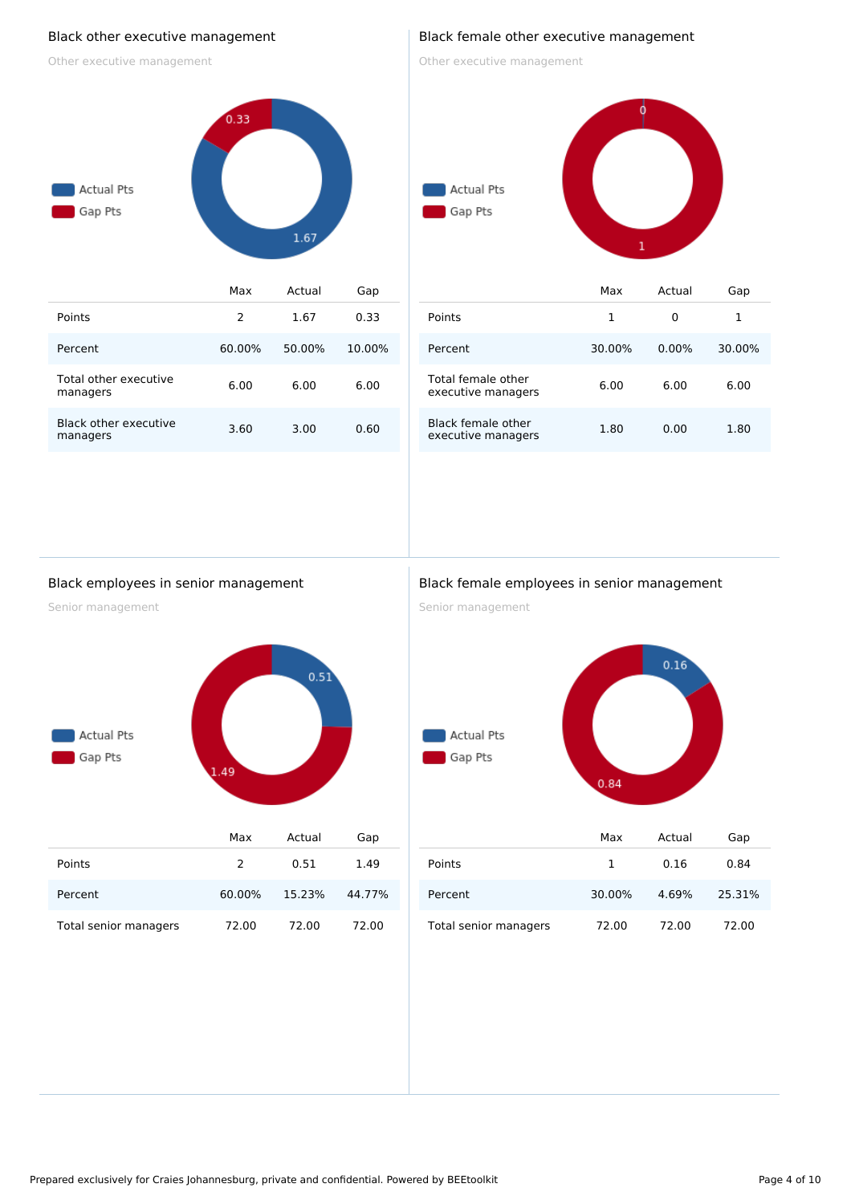## Black other executive management

Other executive management

Actual Pts
Gap Pts

| | Max | Actual | Gap |
|---|---|---|---|
| Points | 2 | 1.67 | 0.33 |
| Percent | 60.00% | 50.00% | 10.00% |
| Total other executive managers | 6.00 | 6.00 | 6.00 |
| Black other executive managers | 3.60 | 3.00 | 0.60 |

## Black female other executive management

Other executive management

Actual Pts
Gap Pts

| | Max | Actual | Gap |
|---|---|---|---|
| Points | 1 | 0 | 1 |
| Percent | 30.00% | 0.00% | 30.00% |
| Total female other executive managers | 6.00 | 6.00 | 6.00 |
| Black female other executive managers | 1.80 | 0.00 | 1.80 |

## Black employees in senior management

Senior management

Actual Pts
Gap Pts

| | Max | Actual | Gap |
|---|---|---|---|
| Points | 2 | 0.51 | 1.49 |
| Percent | 60.00% | 15.23% | 44.77% |
| Total senior managers | 72.00 | 72.00 | 72.00 |

## Black female employees in senior management

Senior management

Actual Pts
Gap Pts

| | Max | Actual | Gap |
|---|---|---|---|
| Points | 1 | 0.16 | 0.84 |
| Percent | 30.00% | 4.69% | 25.31% |
| Total senior managers | 72.00 | 72.00 | 72.00 |

Prepared exclusively for Craies Johannesburg, private and confidential. Powered by BEEtoolkit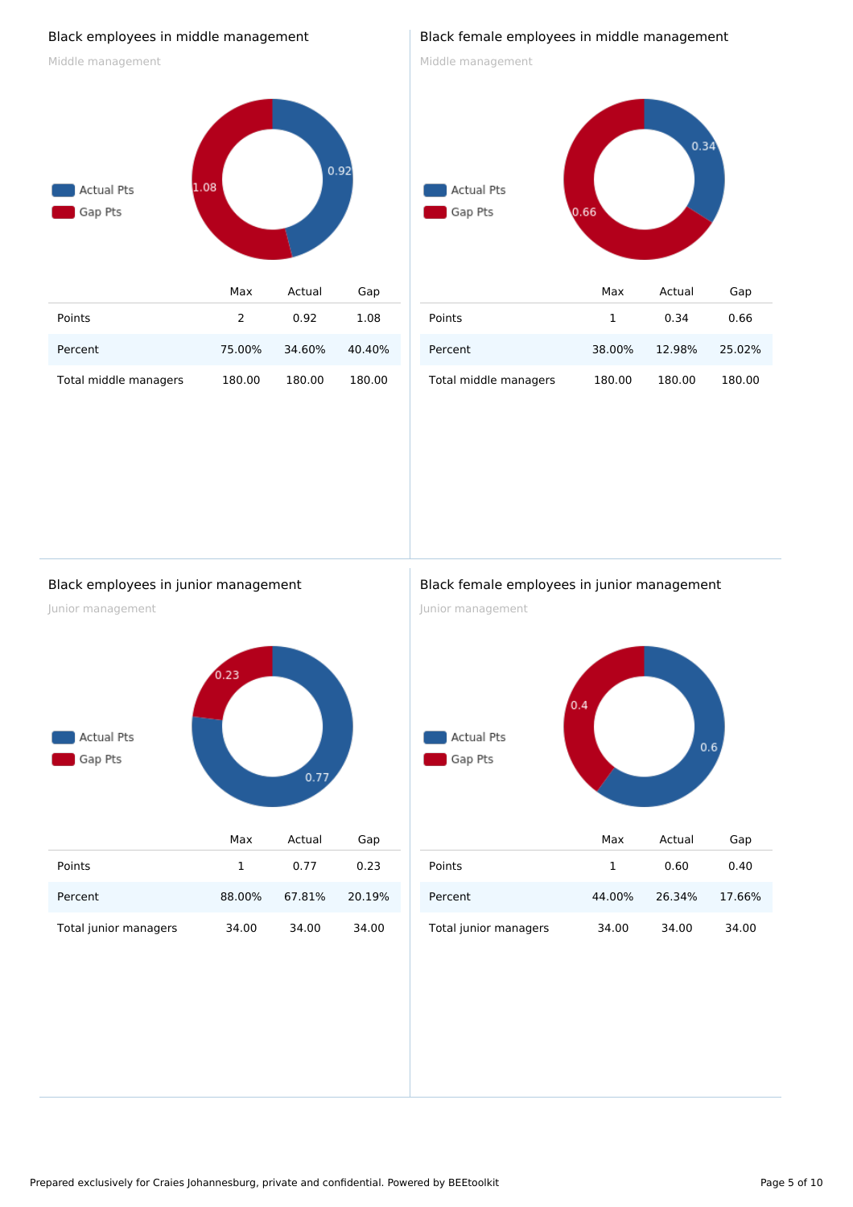## Black employees in middle management

Middle management

Actual Pts
Gap Pts

| | Max | Actual | Gap |
|---|---|---|---|
| Points | 2 | 0.92 | 1.08 |
| Percent | 75.00% | 34.60% | 40.40% |
| Total middle managers | 180.00 | 180.00 | 180.00 |

## Black female employees in middle management

Middle management

Actual Pts
Gap Pts

| | Max | Actual | Gap |
|---|---|---|---|
| Points | 1 | 0.34 | 0.66 |
| Percent | 38.00% | 12.98% | 25.02% |
| Total middle managers | 180.00 | 180.00 | 180.00 |

## Black employees in junior management

Junior management

Actual Pts
Gap Pts

| | Max | Actual | Gap |
|---|---|---|---|
| Points | 1 | 0.77 | 0.23 |
| Percent | 88.00% | 67.81% | 20.19% |
| Total junior managers | 34.00 | 34.00 | 34.00 |

## Black female employees in junior management

Junior management

Actual Pts
Gap Pts

| | Max | Actual | Gap |
|---|---|---|---|
| Points | 1 | 0.60 | 0.40 |
| Percent | 44.00% | 26.34% | 17.66% |
| Total junior managers | 34.00 | 34.00 | 34.00 |

Prepared exclusively for Craies Johannesburg, private and confidential. Powered by BEEtoolkit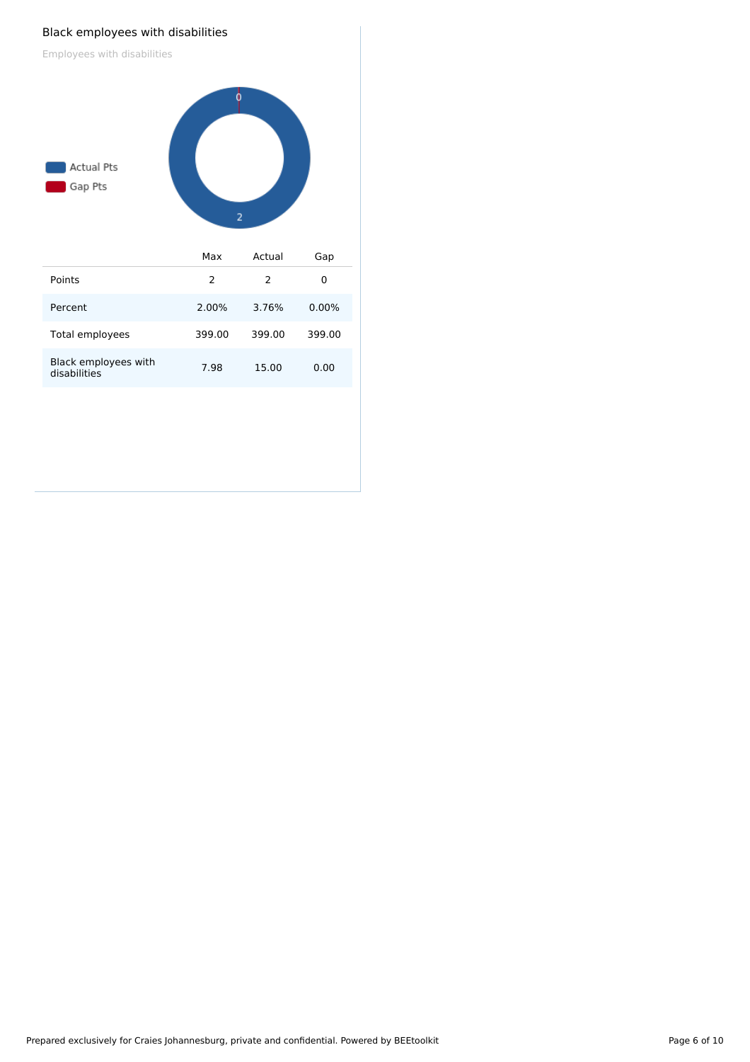## Black employees with disabilities

Employees with disabilities

Actual Pts

Gap Pts

0

2

| | Max | Actual | Gap |
|---|---|---|---|
| Points | 2 | 2 | 0 |
| Percent | 2.00% | 3.76% | 0.00% |
| Total employees | 399.00 | 399.00 | 399.00 |
| Black employees with disabilities | 7.98 | 15.00 | 0.00 |

Prepared exclusively for Craies Johannesburg, private and confidential. Powered by BEEtoolkit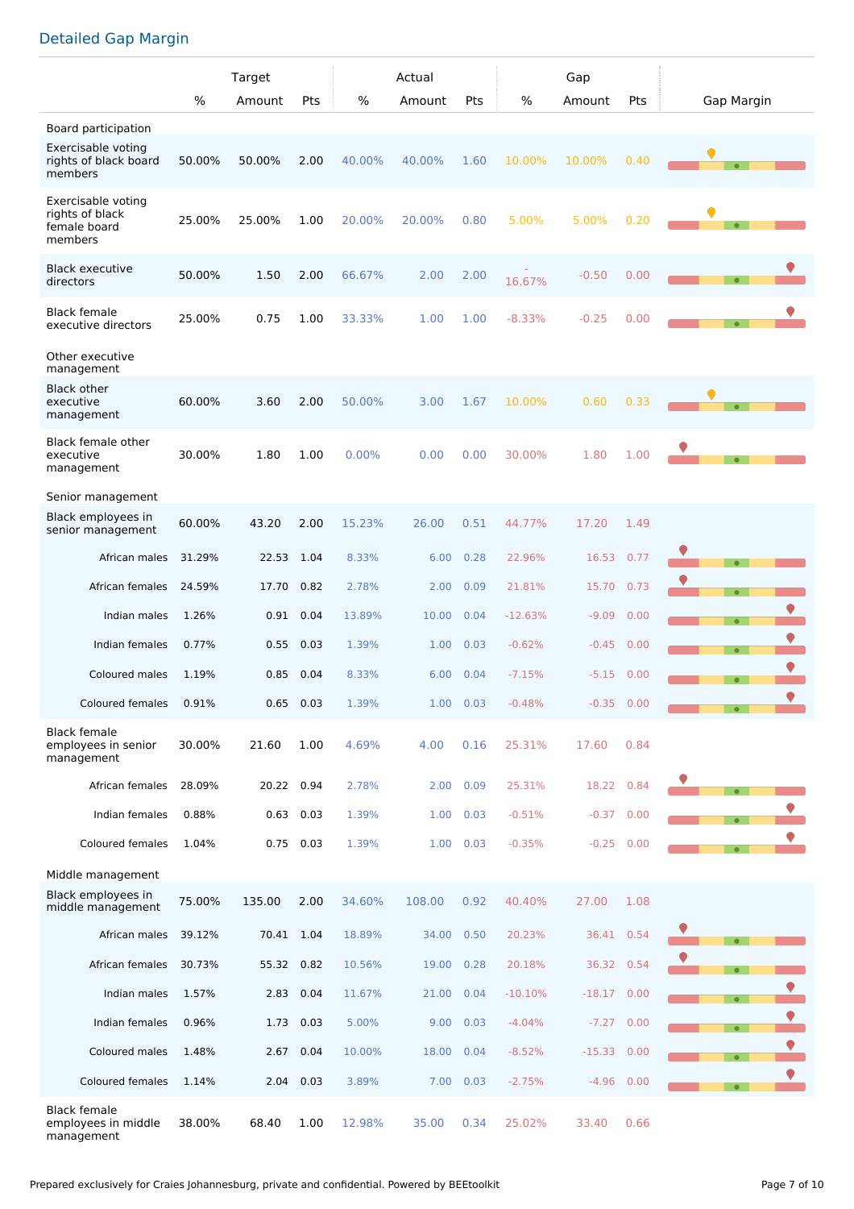## Detailed Gap Margin

| | Target | | | Actual | | | Gap | | | Gap Margin |
|---|---|---|---|---|---|---|---|---|---|---|
| | % | Amount | Pts | % | Amount | Pts | % | Amount | Pts | |
| **Board participation** | | | | | | | | | | |
| Exercisable voting rights of black board members | 50.00% | 50.00% | 2.00 | 40.00% | 40.00% | 1.60 | 10.00% | 10.00% | 0.40 | |
| Exercisable voting rights of black female board members | 25.00% | 25.00% | 1.00 | 20.00% | 20.00% | 0.80 | 5.00% | 5.00% | 0.20 | |
| Black executive directors | 50.00% | 1.50 | 2.00 | 66.67% | 2.00 | 2.00 | -16.67% | -0.50 | 0.00 | |
| Black female executive directors | 25.00% | 0.75 | 1.00 | 33.33% | 1.00 | 1.00 | -8.33% | -0.25 | 0.00 | |
| **Other executive management** | | | | | | | | | | |
| Black other executive management | 60.00% | 3.60 | 2.00 | 50.00% | 3.00 | 1.67 | 10.00% | 0.60 | 0.33 | |
| Black female other executive management | 30.00% | 1.80 | 1.00 | 0.00% | 0.00 | 0.00 | 30.00% | 1.80 | 1.00 | |
| **Senior management** | | | | | | | | | | |
| Black employees in senior management | 60.00% | 43.20 | 2.00 | 15.23% | 26.00 | 0.51 | 44.77% | 17.20 | 1.49 | |
| African males | 31.29% | 22.53 | 1.04 | 8.33% | 6.00 | 0.28 | 22.96% | 16.53 | 0.77 | |
| African females | 24.59% | 17.70 | 0.82 | 2.78% | 2.00 | 0.09 | 21.81% | 15.70 | 0.73 | |
| Indian males | 1.26% | 0.91 | 0.04 | 13.89% | 10.00 | 0.04 | -12.63% | -9.09 | 0.00 | |
| Indian females | 0.77% | 0.55 | 0.03 | 1.39% | 1.00 | 0.03 | -0.62% | -0.45 | 0.00 | |
| Coloured males | 1.19% | 0.85 | 0.04 | 8.33% | 6.00 | 0.04 | -7.15% | -5.15 | 0.00 | |
| Coloured females | 0.91% | 0.65 | 0.03 | 1.39% | 1.00 | 0.03 | -0.48% | -0.35 | 0.00 | |
| Black female employees in senior management | 30.00% | 21.60 | 1.00 | 4.69% | 4.00 | 0.16 | 25.31% | 17.60 | 0.84 | |
| African females | 28.09% | 20.22 | 0.94 | 2.78% | 2.00 | 0.09 | 25.31% | 18.22 | 0.84 | |
| Indian females | 0.88% | 0.63 | 0.03 | 1.39% | 1.00 | 0.03 | -0.51% | -0.37 | 0.00 | |
| Coloured females | 1.04% | 0.75 | 0.03 | 1.39% | 1.00 | 0.03 | -0.35% | -0.25 | 0.00 | |
| **Middle management** | | | | | | | | | | |
| Black employees in middle management | 75.00% | 135.00 | 2.00 | 34.60% | 108.00 | 0.92 | 40.40% | 27.00 | 1.08 | |
| African males | 39.12% | 70.41 | 1.04 | 18.89% | 34.00 | 0.50 | 20.23% | 36.41 | 0.54 | |
| African females | 30.73% | 55.32 | 0.82 | 10.56% | 19.00 | 0.28 | 20.18% | 36.32 | 0.54 | |
| Indian males | 1.57% | 2.83 | 0.04 | 11.67% | 21.00 | 0.04 | -10.10% | -18.17 | 0.00 | |
| Indian females | 0.96% | 1.73 | 0.03 | 5.00% | 9.00 | 0.03 | -4.04% | -7.27 | 0.00 | |
| Coloured males | 1.48% | 2.67 | 0.04 | 10.00% | 18.00 | 0.04 | -8.52% | -15.33 | 0.00 | |
| Coloured females | 1.14% | 2.04 | 0.03 | 3.89% | 7.00 | 0.03 | -2.75% | -4.96 | 0.00 | |
| Black female employees in middle management | 38.00% | 68.40 | 1.00 | 12.98% | 35.00 | 0.34 | 25.02% | 33.40 | 0.66 | |

Prepared exclusively for Craies Johannesburg, private and confidential. Powered by BEEtoolkit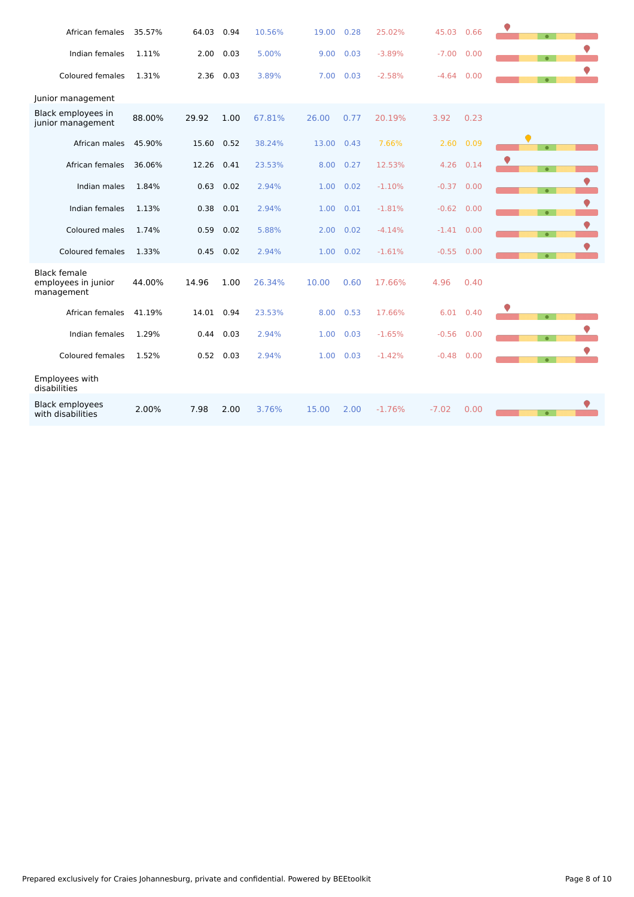| | | | | | | | | | | |
|---|---|---|---|---|---|---|---|---|---|---|
| African females | 35.57% | 64.03 | 0.94 | 10.56% | 19.00 | 0.28 | 25.02% | 45.03 | 0.66 | |
| Indian females | 1.11% | 2.00 | 0.03 | 5.00% | 9.00 | 0.03 | -3.89% | -7.00 | 0.00 | |
| Coloured females | 1.31% | 2.36 | 0.03 | 3.89% | 7.00 | 0.03 | -2.58% | -4.64 | 0.00 | |
| **Junior management** | | | | | | | | | | |
| Black employees in junior management | 88.00% | 29.92 | 1.00 | 67.81% | 26.00 | 0.77 | 20.19% | 3.92 | 0.23 | |
| African males | 45.90% | 15.60 | 0.52 | 38.24% | 13.00 | 0.43 | 7.66% | 2.60 | 0.09 | |
| African females | 36.06% | 12.26 | 0.41 | 23.53% | 8.00 | 0.27 | 12.53% | 4.26 | 0.14 | |
| Indian males | 1.84% | 0.63 | 0.02 | 2.94% | 1.00 | 0.02 | -1.10% | -0.37 | 0.00 | |
| Indian females | 1.13% | 0.38 | 0.01 | 2.94% | 1.00 | 0.01 | -1.81% | -0.62 | 0.00 | |
| Coloured males | 1.74% | 0.59 | 0.02 | 5.88% | 2.00 | 0.02 | -4.14% | -1.41 | 0.00 | |
| Coloured females | 1.33% | 0.45 | 0.02 | 2.94% | 1.00 | 0.02 | -1.61% | -0.55 | 0.00 | |
| Black female employees in junior management | 44.00% | 14.96 | 1.00 | 26.34% | 10.00 | 0.60 | 17.66% | 4.96 | 0.40 | |
| African females | 41.19% | 14.01 | 0.94 | 23.53% | 8.00 | 0.53 | 17.66% | 6.01 | 0.40 | |
| Indian females | 1.29% | 0.44 | 0.03 | 2.94% | 1.00 | 0.03 | -1.65% | -0.56 | 0.00 | |
| Coloured females | 1.52% | 0.52 | 0.03 | 2.94% | 1.00 | 0.03 | -1.42% | -0.48 | 0.00 | |
| **Employees with disabilities** | | | | | | | | | | |
| Black employees with disabilities | 2.00% | 7.98 | 2.00 | 3.76% | 15.00 | 2.00 | -1.76% | -7.02 | 0.00 | |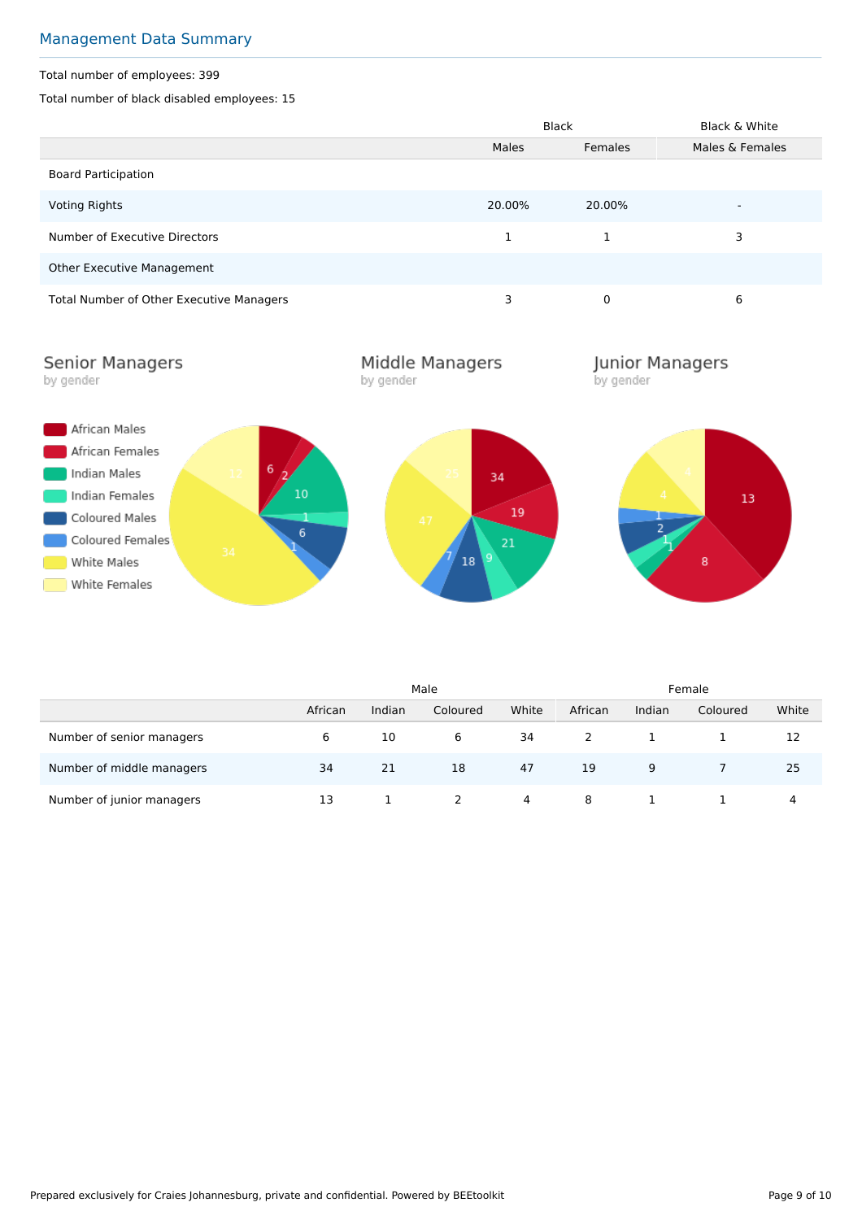## Management Data Summary

Total number of employees: 399

Total number of black disabled employees: 15

| | Black | | Black & White |
|---|---|---|---|
| | Males | Females | Males & Females |
| Board Participation | | | |
| Voting Rights | 20.00% | 20.00% | - |
| Number of Executive Directors | 1 | 1 | 3 |
| Other Executive Management | | | |
| Total Number of Other Executive Managers | 3 | 0 | 6 |

### Senior Managers
by gender

- African Males
- African Females
- Indian Males
- Indian Females
- Coloured Males
- Coloured Females
- White Males
- White Females

### Middle Managers
by gender

### Junior Managers
by gender

| | Male | | | | Female | | | |
|---|---|---|---|---|---|---|---|---|
| | African | Indian | Coloured | White | African | Indian | Coloured | White |
| Number of senior managers | 6 | 10 | 6 | 34 | 2 | 1 | 1 | 12 |
| Number of middle managers | 34 | 21 | 18 | 47 | 19 | 9 | 7 | 25 |
| Number of junior managers | 13 | 1 | 2 | 4 | 8 | 1 | 1 | 4 |

Prepared exclusively for Craies Johannesburg, private and confidential. Powered by BEEtoolkit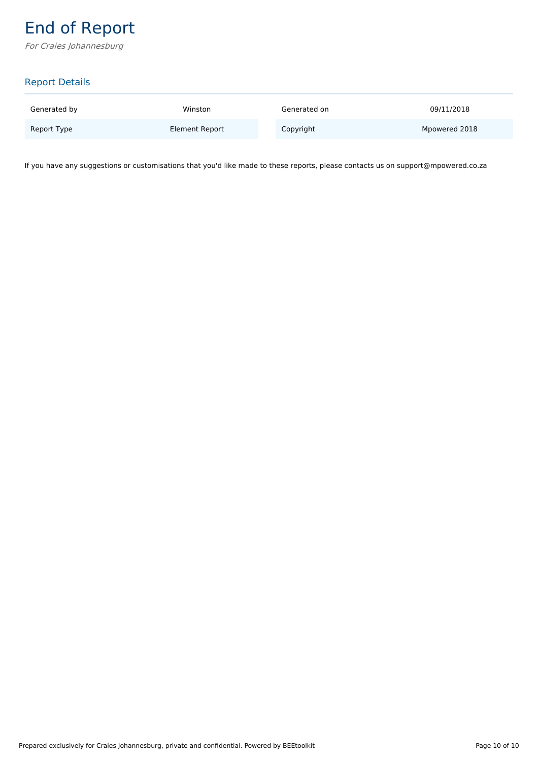# End of Report

*For Craies Johannesburg*

## Report Details

| | | | |
|---|---|---|---|
| Generated by | Winston | Generated on | 09/11/2018 |
| Report Type | Element Report | Copyright | Mpowered 2018 |

If you have any suggestions or customisations that you'd like made to these reports, please contacts us on support@mpowered.co.za